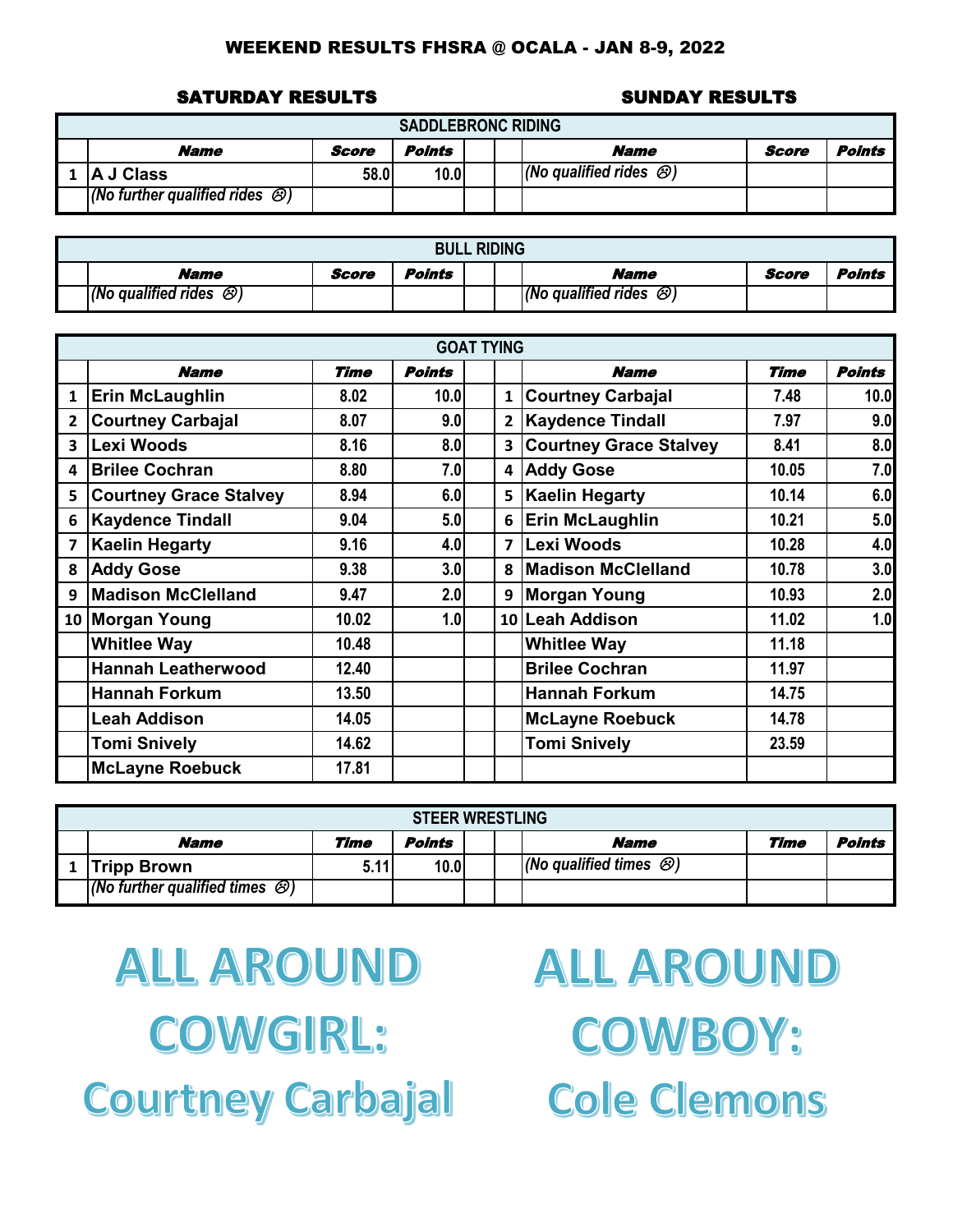# WEEKEND RESULTS FHSRA @ OCALA - JAN 8-9, 2022

**SATURDAY RESULTS** | **SUNDAY RESULTS**

## SADDLEBRONC RIDING

| | Name | Score | Points | | | Name | Score | Points |
|---|---|---|---|---|---|---|---|---|
| 1 | A J Class | 58.0 | 10.0 | | | *(No qualified rides ☹)* | | |
| | *(No further qualified rides ☹)* | | | | | | | |

## BULL RIDING

| | Name | Score | Points | | | Name | Score | Points |
|---|---|---|---|---|---|---|---|---|
| | *(No qualified rides ☹)* | | | | | *(No qualified rides ☹)* | | |

## GOAT TYING

| | Name | Time | Points | | | Name | Time | Points |
|---|---|---|---|---|---|---|---|---|
| 1 | Erin McLaughlin | 8.02 | 10.0 | | 1 | Courtney Carbajal | 7.48 | 10.0 |
| 2 | Courtney Carbajal | 8.07 | 9.0 | | 2 | Kaydence Tindall | 7.97 | 9.0 |
| 3 | Lexi Woods | 8.16 | 8.0 | | 3 | Courtney Grace Stalvey | 8.41 | 8.0 |
| 4 | Brilee Cochran | 8.80 | 7.0 | | 4 | Addy Gose | 10.05 | 7.0 |
| 5 | Courtney Grace Stalvey | 8.94 | 6.0 | | 5 | Kaelin Hegarty | 10.14 | 6.0 |
| 6 | Kaydence Tindall | 9.04 | 5.0 | | 6 | Erin McLaughlin | 10.21 | 5.0 |
| 7 | Kaelin Hegarty | 9.16 | 4.0 | | 7 | Lexi Woods | 10.28 | 4.0 |
| 8 | Addy Gose | 9.38 | 3.0 | | 8 | Madison McClelland | 10.78 | 3.0 |
| 9 | Madison McClelland | 9.47 | 2.0 | | 9 | Morgan Young | 10.93 | 2.0 |
| 10 | Morgan Young | 10.02 | 1.0 | | 10 | Leah Addison | 11.02 | 1.0 |
| | Whitlee Way | 10.48 | | | | Whitlee Way | 11.18 | |
| | Hannah Leatherwood | 12.40 | | | | Brilee Cochran | 11.97 | |
| | Hannah Forkum | 13.50 | | | | Hannah Forkum | 14.75 | |
| | Leah Addison | 14.05 | | | | McLayne Roebuck | 14.78 | |
| | Tomi Snively | 14.62 | | | | Tomi Snively | 23.59 | |
| | McLayne Roebuck | 17.81 | | | | | | |

## STEER WRESTLING

| | Name | Time | Points | | | Name | Time | Points |
|---|---|---|---|---|---|---|---|---|
| 1 | Tripp Brown | 5.11 | 10.0 | | | *(No qualified times ☹)* | | |
| | *(No further qualified times ☹)* | | | | | | | |

**ALL AROUND COWGIRL: Courtney Carbajal**

**ALL AROUND COWBOY: Cole Clemons**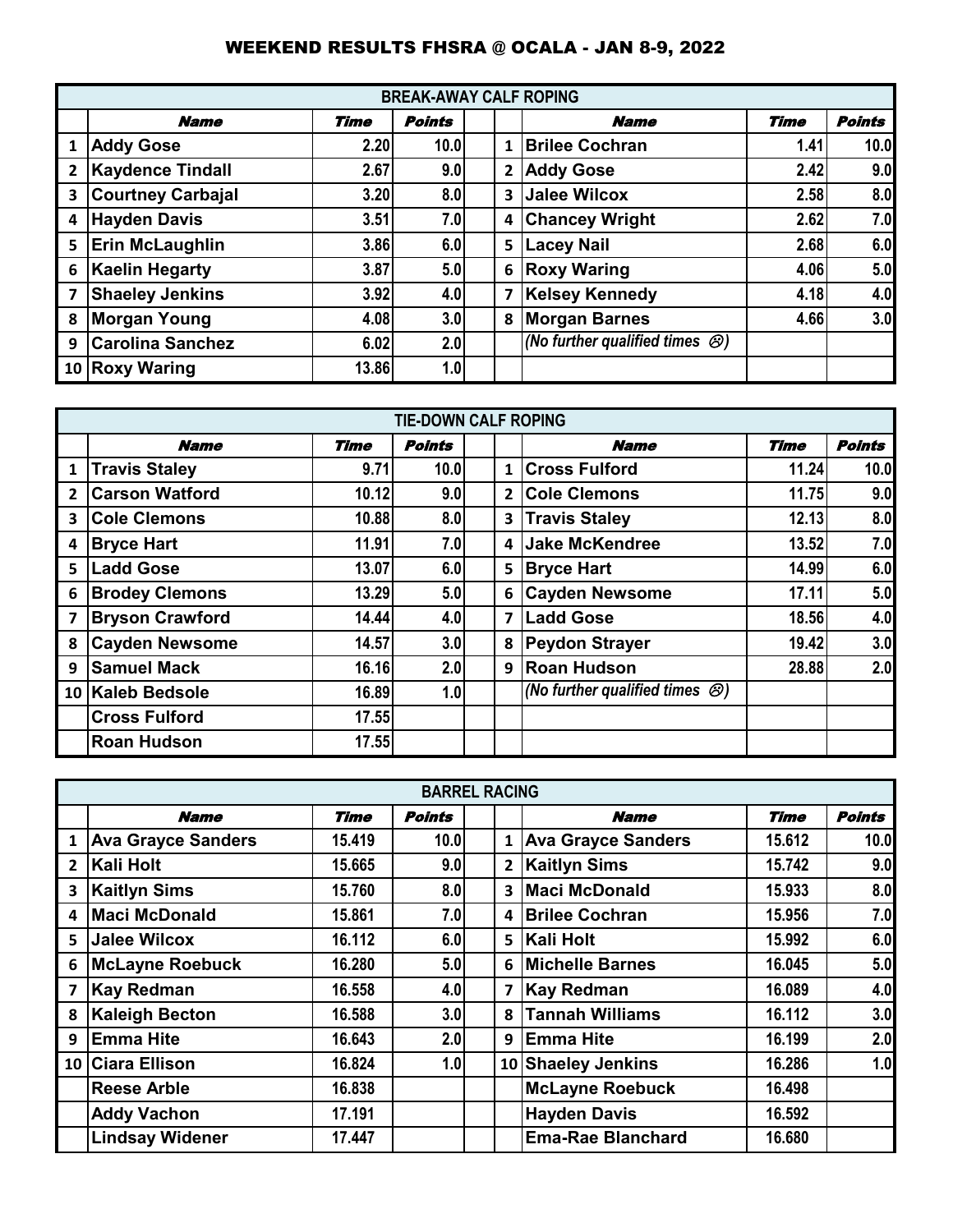## WEEKEND RESULTS FHSRA @ OCALA - JAN 8-9, 2022

| BREAK-AWAY CALF ROPING | | | | | | | | |
|---|---|---|---|---|---|---|---|---|
| | **Name** | **Time** | **Points** | | | **Name** | **Time** | **Points** |
| 1 | Addy Gose | 2.20 | 10.0 | | 1 | Brilee Cochran | 1.41 | 10.0 |
| 2 | Kaydence Tindall | 2.67 | 9.0 | | 2 | Addy Gose | 2.42 | 9.0 |
| 3 | Courtney Carbajal | 3.20 | 8.0 | | 3 | Jalee Wilcox | 2.58 | 8.0 |
| 4 | Hayden Davis | 3.51 | 7.0 | | 4 | Chancey Wright | 2.62 | 7.0 |
| 5 | Erin McLaughlin | 3.86 | 6.0 | | 5 | Lacey Nail | 2.68 | 6.0 |
| 6 | Kaelin Hegarty | 3.87 | 5.0 | | 6 | Roxy Waring | 4.06 | 5.0 |
| 7 | Shaeley Jenkins | 3.92 | 4.0 | | 7 | Kelsey Kennedy | 4.18 | 4.0 |
| 8 | Morgan Young | 4.08 | 3.0 | | 8 | Morgan Barnes | 4.66 | 3.0 |
| 9 | Carolina Sanchez | 6.02 | 2.0 | | | *(No further qualified times ☹)* | | |
| 10 | Roxy Waring | 13.86 | 1.0 | | | | | |

| TIE-DOWN CALF ROPING | | | | | | | | |
|---|---|---|---|---|---|---|---|---|
| | **Name** | **Time** | **Points** | | | **Name** | **Time** | **Points** |
| 1 | Travis Staley | 9.71 | 10.0 | | 1 | Cross Fulford | 11.24 | 10.0 |
| 2 | Carson Watford | 10.12 | 9.0 | | 2 | Cole Clemons | 11.75 | 9.0 |
| 3 | Cole Clemons | 10.88 | 8.0 | | 3 | Travis Staley | 12.13 | 8.0 |
| 4 | Bryce Hart | 11.91 | 7.0 | | 4 | Jake McKendree | 13.52 | 7.0 |
| 5 | Ladd Gose | 13.07 | 6.0 | | 5 | Bryce Hart | 14.99 | 6.0 |
| 6 | Brodey Clemons | 13.29 | 5.0 | | 6 | Cayden Newsome | 17.11 | 5.0 |
| 7 | Bryson Crawford | 14.44 | 4.0 | | 7 | Ladd Gose | 18.56 | 4.0 |
| 8 | Cayden Newsome | 14.57 | 3.0 | | 8 | Peydon Strayer | 19.42 | 3.0 |
| 9 | Samuel Mack | 16.16 | 2.0 | | 9 | Roan Hudson | 28.88 | 2.0 |
| 10 | Kaleb Bedsole | 16.89 | 1.0 | | | *(No further qualified times ☹)* | | |
| | Cross Fulford | 17.55 | | | | | | |
| | Roan Hudson | 17.55 | | | | | | |

| BARREL RACING | | | | | | | | |
|---|---|---|---|---|---|---|---|---|
| | **Name** | **Time** | **Points** | | | **Name** | **Time** | **Points** |
| 1 | Ava Grayce Sanders | 15.419 | 10.0 | | 1 | Ava Grayce Sanders | 15.612 | 10.0 |
| 2 | Kali Holt | 15.665 | 9.0 | | 2 | Kaitlyn Sims | 15.742 | 9.0 |
| 3 | Kaitlyn Sims | 15.760 | 8.0 | | 3 | Maci McDonald | 15.933 | 8.0 |
| 4 | Maci McDonald | 15.861 | 7.0 | | 4 | Brilee Cochran | 15.956 | 7.0 |
| 5 | Jalee Wilcox | 16.112 | 6.0 | | 5 | Kali Holt | 15.992 | 6.0 |
| 6 | McLayne Roebuck | 16.280 | 5.0 | | 6 | Michelle Barnes | 16.045 | 5.0 |
| 7 | Kay Redman | 16.558 | 4.0 | | 7 | Kay Redman | 16.089 | 4.0 |
| 8 | Kaleigh Becton | 16.588 | 3.0 | | 8 | Tannah Williams | 16.112 | 3.0 |
| 9 | Emma Hite | 16.643 | 2.0 | | 9 | Emma Hite | 16.199 | 2.0 |
| 10 | Ciara Ellison | 16.824 | 1.0 | | 10 | Shaeley Jenkins | 16.286 | 1.0 |
| | Reese Arble | 16.838 | | | | McLayne Roebuck | 16.498 | |
| | Addy Vachon | 17.191 | | | | Hayden Davis | 16.592 | |
| | Lindsay Widener | 17.447 | | | | Ema-Rae Blanchard | 16.680 | |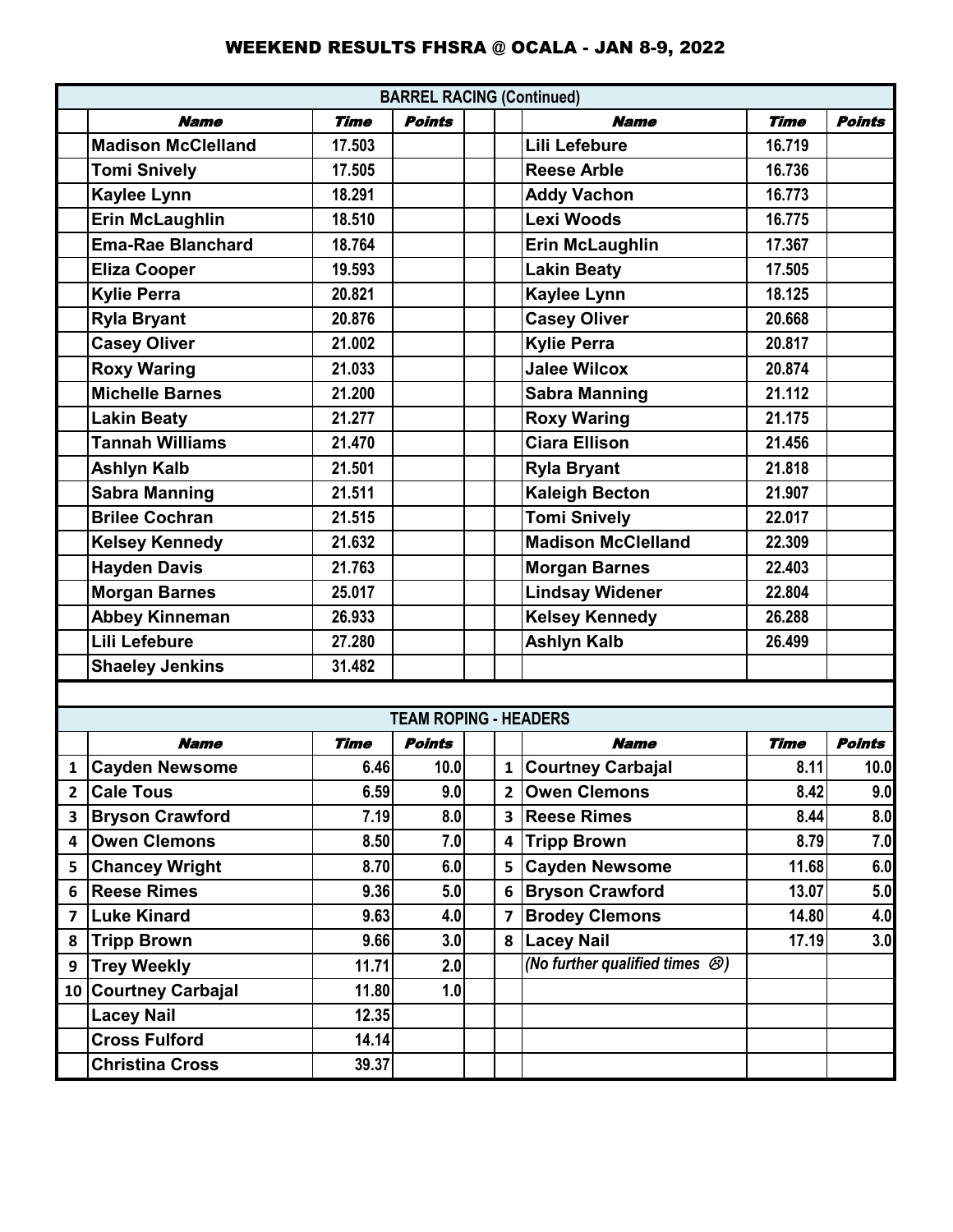## WEEKEND RESULTS FHSRA @ OCALA - JAN 8-9, 2022

| | Name | Time | Points | | | Name | Time | Points |
|---|---|---|---|---|---|---|---|---|
| | **BARREL RACING (Continued)** | | | | | | | |
| | Madison McClelland | 17.503 | | | | Lili Lefebure | 16.719 | |
| | Tomi Snively | 17.505 | | | | Reese Arble | 16.736 | |
| | Kaylee Lynn | 18.291 | | | | Addy Vachon | 16.773 | |
| | Erin McLaughlin | 18.510 | | | | Lexi Woods | 16.775 | |
| | Ema-Rae Blanchard | 18.764 | | | | Erin McLaughlin | 17.367 | |
| | Eliza Cooper | 19.593 | | | | Lakin Beaty | 17.505 | |
| | Kylie Perra | 20.821 | | | | Kaylee Lynn | 18.125 | |
| | Ryla Bryant | 20.876 | | | | Casey Oliver | 20.668 | |
| | Casey Oliver | 21.002 | | | | Kylie Perra | 20.817 | |
| | Roxy Waring | 21.033 | | | | Jalee Wilcox | 20.874 | |
| | Michelle Barnes | 21.200 | | | | Sabra Manning | 21.112 | |
| | Lakin Beaty | 21.277 | | | | Roxy Waring | 21.175 | |
| | Tannah Williams | 21.470 | | | | Ciara Ellison | 21.456 | |
| | Ashlyn Kalb | 21.501 | | | | Ryla Bryant | 21.818 | |
| | Sabra Manning | 21.511 | | | | Kaleigh Becton | 21.907 | |
| | Brilee Cochran | 21.515 | | | | Tomi Snively | 22.017 | |
| | Kelsey Kennedy | 21.632 | | | | Madison McClelland | 22.309 | |
| | Hayden Davis | 21.763 | | | | Morgan Barnes | 22.403 | |
| | Morgan Barnes | 25.017 | | | | Lindsay Widener | 22.804 | |
| | Abbey Kinneman | 26.933 | | | | Kelsey Kennedy | 26.288 | |
| | Lili Lefebure | 27.280 | | | | Ashlyn Kalb | 26.499 | |
| | Shaeley Jenkins | 31.482 | | | | | | |

| | Name | Time | Points | | | Name | Time | Points |
|---|---|---|---|---|---|---|---|---|
| | **TEAM ROPING - HEADERS** | | | | | | | |
| 1 | Cayden Newsome | 6.46 | 10.0 | | 1 | Courtney Carbajal | 8.11 | 10.0 |
| 2 | Cale Tous | 6.59 | 9.0 | | 2 | Owen Clemons | 8.42 | 9.0 |
| 3 | Bryson Crawford | 7.19 | 8.0 | | 3 | Reese Rimes | 8.44 | 8.0 |
| 4 | Owen Clemons | 8.50 | 7.0 | | 4 | Tripp Brown | 8.79 | 7.0 |
| 5 | Chancey Wright | 8.70 | 6.0 | | 5 | Cayden Newsome | 11.68 | 6.0 |
| 6 | Reese Rimes | 9.36 | 5.0 | | 6 | Bryson Crawford | 13.07 | 5.0 |
| 7 | Luke Kinard | 9.63 | 4.0 | | 7 | Brodey Clemons | 14.80 | 4.0 |
| 8 | Tripp Brown | 9.66 | 3.0 | | 8 | Lacey Nail | 17.19 | 3.0 |
| 9 | Trey Weekly | 11.71 | 2.0 | | | *(No further qualified times ☹)* | | |
| 10 | Courtney Carbajal | 11.80 | 1.0 | | | | | |
| | Lacey Nail | 12.35 | | | | | | |
| | Cross Fulford | 14.14 | | | | | | |
| | Christina Cross | 39.37 | | | | | | |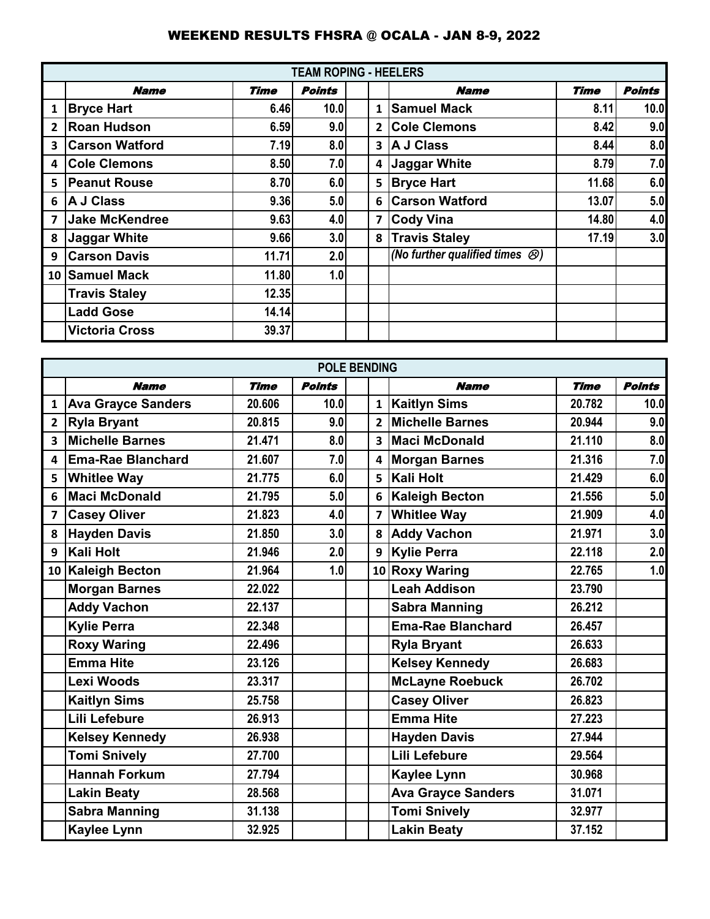## WEEKEND RESULTS FHSRA @ OCALA - JAN 8-9, 2022

| TEAM ROPING - HEELERS | | | | | | | | |
|---|---|---|---|---|---|---|---|---|
| | ***Name*** | ***Time*** | ***Points*** | | | ***Name*** | ***Time*** | ***Points*** |
| 1 | Bryce Hart | 6.46 | 10.0 | | 1 | Samuel Mack | 8.11 | 10.0 |
| 2 | Roan Hudson | 6.59 | 9.0 | | 2 | Cole Clemons | 8.42 | 9.0 |
| 3 | Carson Watford | 7.19 | 8.0 | | 3 | A J Class | 8.44 | 8.0 |
| 4 | Cole Clemons | 8.50 | 7.0 | | 4 | Jaggar White | 8.79 | 7.0 |
| 5 | Peanut Rouse | 8.70 | 6.0 | | 5 | Bryce Hart | 11.68 | 6.0 |
| 6 | A J Class | 9.36 | 5.0 | | 6 | Carson Watford | 13.07 | 5.0 |
| 7 | Jake McKendree | 9.63 | 4.0 | | 7 | Cody Vina | 14.80 | 4.0 |
| 8 | Jaggar White | 9.66 | 3.0 | | 8 | Travis Staley | 17.19 | 3.0 |
| 9 | Carson Davis | 11.71 | 2.0 | | | *(No further qualified times ☹)* | | |
| 10 | Samuel Mack | 11.80 | 1.0 | | | | | |
| | Travis Staley | 12.35 | | | | | | |
| | Ladd Gose | 14.14 | | | | | | |
| | Victoria Cross | 39.37 | | | | | | |

| POLE BENDING | | | | | | | | |
|---|---|---|---|---|---|---|---|---|
| | ***Name*** | ***Time*** | ***Points*** | | | ***Name*** | ***Time*** | ***Points*** |
| 1 | Ava Grayce Sanders | 20.606 | 10.0 | | 1 | Kaitlyn Sims | 20.782 | 10.0 |
| 2 | Ryla Bryant | 20.815 | 9.0 | | 2 | Michelle Barnes | 20.944 | 9.0 |
| 3 | Michelle Barnes | 21.471 | 8.0 | | 3 | Maci McDonald | 21.110 | 8.0 |
| 4 | Ema-Rae Blanchard | 21.607 | 7.0 | | 4 | Morgan Barnes | 21.316 | 7.0 |
| 5 | Whitlee Way | 21.775 | 6.0 | | 5 | Kali Holt | 21.429 | 6.0 |
| 6 | Maci McDonald | 21.795 | 5.0 | | 6 | Kaleigh Becton | 21.556 | 5.0 |
| 7 | Casey Oliver | 21.823 | 4.0 | | 7 | Whitlee Way | 21.909 | 4.0 |
| 8 | Hayden Davis | 21.850 | 3.0 | | 8 | Addy Vachon | 21.971 | 3.0 |
| 9 | Kali Holt | 21.946 | 2.0 | | 9 | Kylie Perra | 22.118 | 2.0 |
| 10 | Kaleigh Becton | 21.964 | 1.0 | | 10 | Roxy Waring | 22.765 | 1.0 |
| | Morgan Barnes | 22.022 | | | | Leah Addison | 23.790 | |
| | Addy Vachon | 22.137 | | | | Sabra Manning | 26.212 | |
| | Kylie Perra | 22.348 | | | | Ema-Rae Blanchard | 26.457 | |
| | Roxy Waring | 22.496 | | | | Ryla Bryant | 26.633 | |
| | Emma Hite | 23.126 | | | | Kelsey Kennedy | 26.683 | |
| | Lexi Woods | 23.317 | | | | McLayne Roebuck | 26.702 | |
| | Kaitlyn Sims | 25.758 | | | | Casey Oliver | 26.823 | |
| | Lili Lefebure | 26.913 | | | | Emma Hite | 27.223 | |
| | Kelsey Kennedy | 26.938 | | | | Hayden Davis | 27.944 | |
| | Tomi Snively | 27.700 | | | | Lili Lefebure | 29.564 | |
| | Hannah Forkum | 27.794 | | | | Kaylee Lynn | 30.968 | |
| | Lakin Beaty | 28.568 | | | | Ava Grayce Sanders | 31.071 | |
| | Sabra Manning | 31.138 | | | | Tomi Snively | 32.977 | |
| | Kaylee Lynn | 32.925 | | | | Lakin Beaty | 37.152 | |